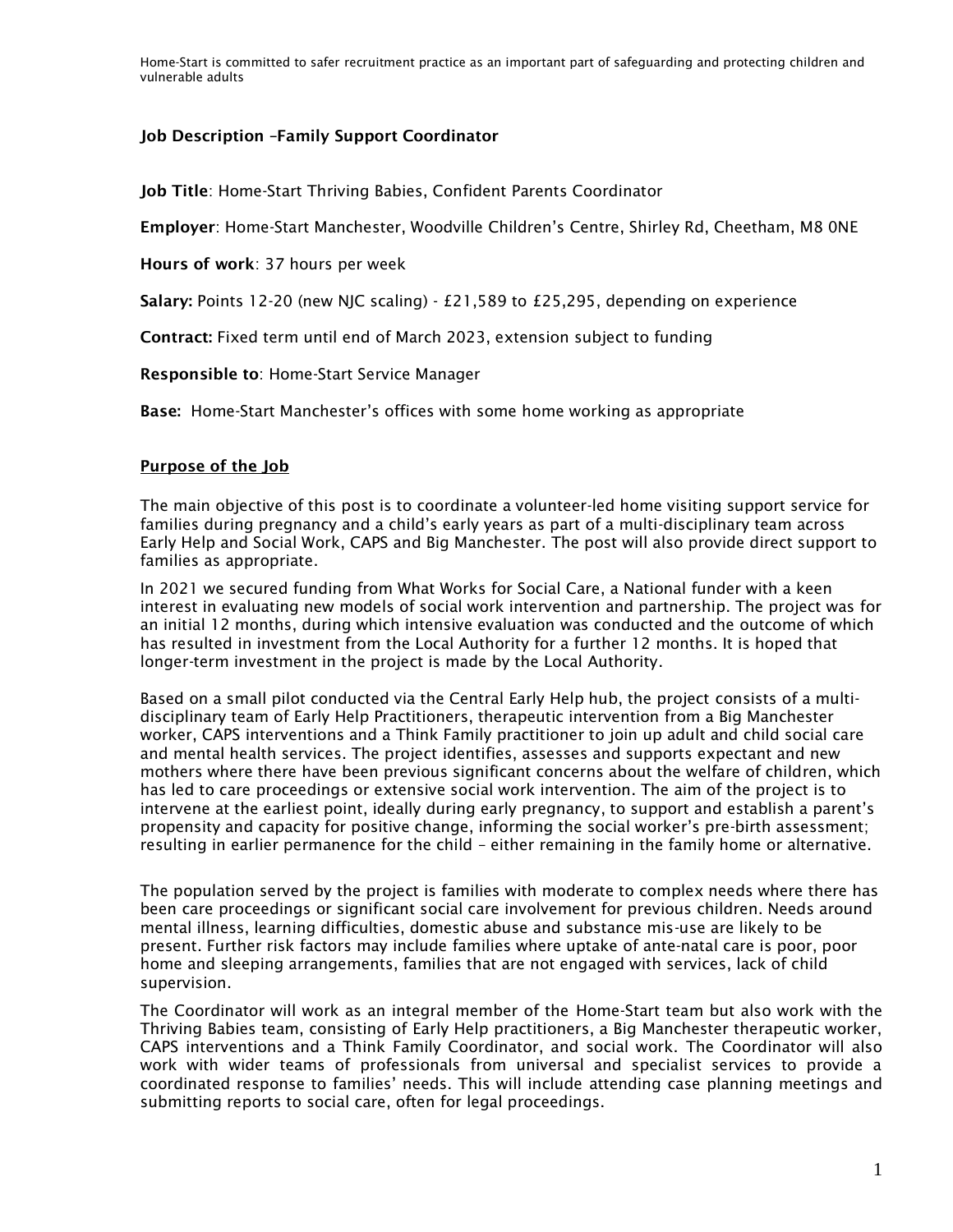Home-Start is committed to safer recruitment practice as an important part of safeguarding and protecting children and vulnerable adults

**Job Description –Family Support Coordinator**

**Job Title**: Home-Start Thriving Babies, Confident Parents Coordinator

**Employer**: Home-Start Manchester, Woodville Children's Centre, Shirley Rd, Cheetham, M8 0NE

**Hours of work**: 37 hours per week

**Salary:** Points 12-20 (new NJC scaling) - £21,589 to £25,295, depending on experience

**Contract:** Fixed term until end of March 2023, extension subject to funding

**Responsible to**: Home-Start Service Manager

**Base:** Home-Start Manchester's offices with some home working as appropriate

## Purpose of the Job

The main objective of this post is to coordinate a volunteer-led home visiting support service for families during pregnancy and a child's early years as part of a multi-disciplinary team across Early Help and Social Work, CAPS and Big Manchester. The post will also provide direct support to families as appropriate.

In 2021 we secured funding from What Works for Social Care, a National funder with a keen interest in evaluating new models of social work intervention and partnership. The project was for an initial 12 months, during which intensive evaluation was conducted and the outcome of which has resulted in investment from the Local Authority for a further 12 months. It is hoped that longer-term investment in the project is made by the Local Authority.

Based on a small pilot conducted via the Central Early Help hub, the project consists of a multi-disciplinary team of Early Help Practitioners, therapeutic intervention from a Big Manchester worker, CAPS interventions and a Think Family practitioner to join up adult and child social care and mental health services. The project identifies, assesses and supports expectant and new mothers where there have been previous significant concerns about the welfare of children, which has led to care proceedings or extensive social work intervention. The aim of the project is to intervene at the earliest point, ideally during early pregnancy, to support and establish a parent's propensity and capacity for positive change, informing the social worker's pre-birth assessment; resulting in earlier permanence for the child – either remaining in the family home or alternative.

The population served by the project is families with moderate to complex needs where there has been care proceedings or significant social care involvement for previous children. Needs around mental illness, learning difficulties, domestic abuse and substance mis-use are likely to be present. Further risk factors may include families where uptake of ante-natal care is poor, poor home and sleeping arrangements, families that are not engaged with services, lack of child supervision.

The Coordinator will work as an integral member of the Home-Start team but also work with the Thriving Babies team, consisting of Early Help practitioners, a Big Manchester therapeutic worker, CAPS interventions and a Think Family Coordinator, and social work. The Coordinator will also work with wider teams of professionals from universal and specialist services to provide a coordinated response to families' needs. This will include attending case planning meetings and submitting reports to social care, often for legal proceedings.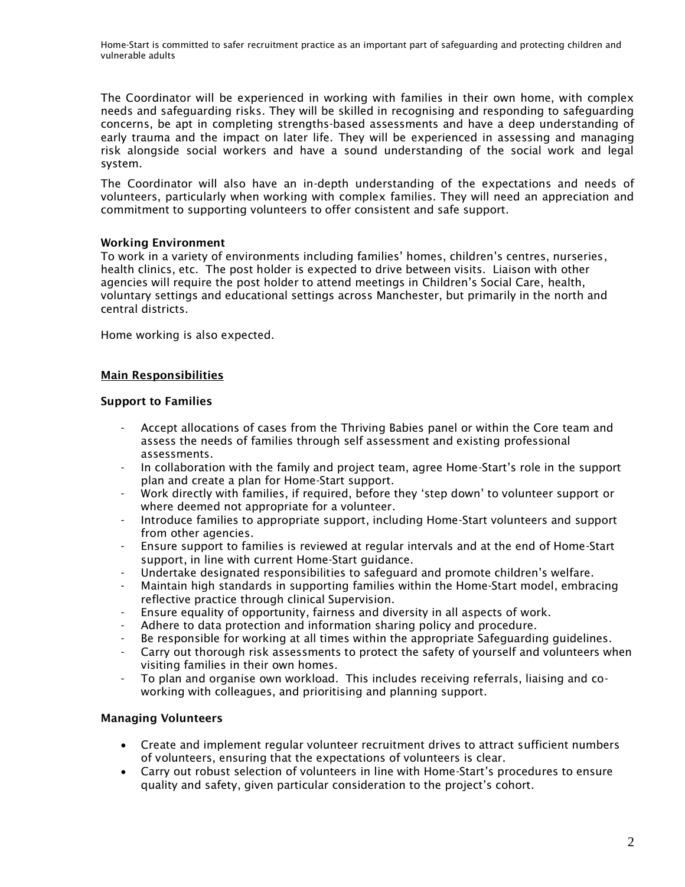The Coordinator will be experienced in working with families in their own home, with complex needs and safeguarding risks. They will be skilled in recognising and responding to safeguarding concerns, be apt in completing strengths-based assessments and have a deep understanding of early trauma and the impact on later life. They will be experienced in assessing and managing risk alongside social workers and have a sound understanding of the social work and legal system.

The Coordinator will also have an in-depth understanding of the expectations and needs of volunteers, particularly when working with complex families. They will need an appreciation and commitment to supporting volunteers to offer consistent and safe support.

**Working Environment**

To work in a variety of environments including families' homes, children's centres, nurseries, health clinics, etc. The post holder is expected to drive between visits. Liaison with other agencies will require the post holder to attend meetings in Children's Social Care, health, voluntary settings and educational settings across Manchester, but primarily in the north and central districts.

Home working is also expected.

## Main Responsibilities

**Support to Families**

- Accept allocations of cases from the Thriving Babies panel or within the Core team and assess the needs of families through self assessment and existing professional assessments.
- In collaboration with the family and project team, agree Home-Start's role in the support plan and create a plan for Home-Start support.
- Work directly with families, if required, before they 'step down' to volunteer support or where deemed not appropriate for a volunteer.
- Introduce families to appropriate support, including Home-Start volunteers and support from other agencies.
- Ensure support to families is reviewed at regular intervals and at the end of Home-Start support, in line with current Home-Start guidance.
- Undertake designated responsibilities to safeguard and promote children's welfare.
- Maintain high standards in supporting families within the Home-Start model, embracing reflective practice through clinical Supervision.
- Ensure equality of opportunity, fairness and diversity in all aspects of work.
- Adhere to data protection and information sharing policy and procedure.
- Be responsible for working at all times within the appropriate Safeguarding guidelines.
- Carry out thorough risk assessments to protect the safety of yourself and volunteers when visiting families in their own homes.
- To plan and organise own workload. This includes receiving referrals, liaising and co-working with colleagues, and prioritising and planning support.

**Managing Volunteers**

- Create and implement regular volunteer recruitment drives to attract sufficient numbers of volunteers, ensuring that the expectations of volunteers is clear.
- Carry out robust selection of volunteers in line with Home-Start's procedures to ensure quality and safety, given particular consideration to the project's cohort.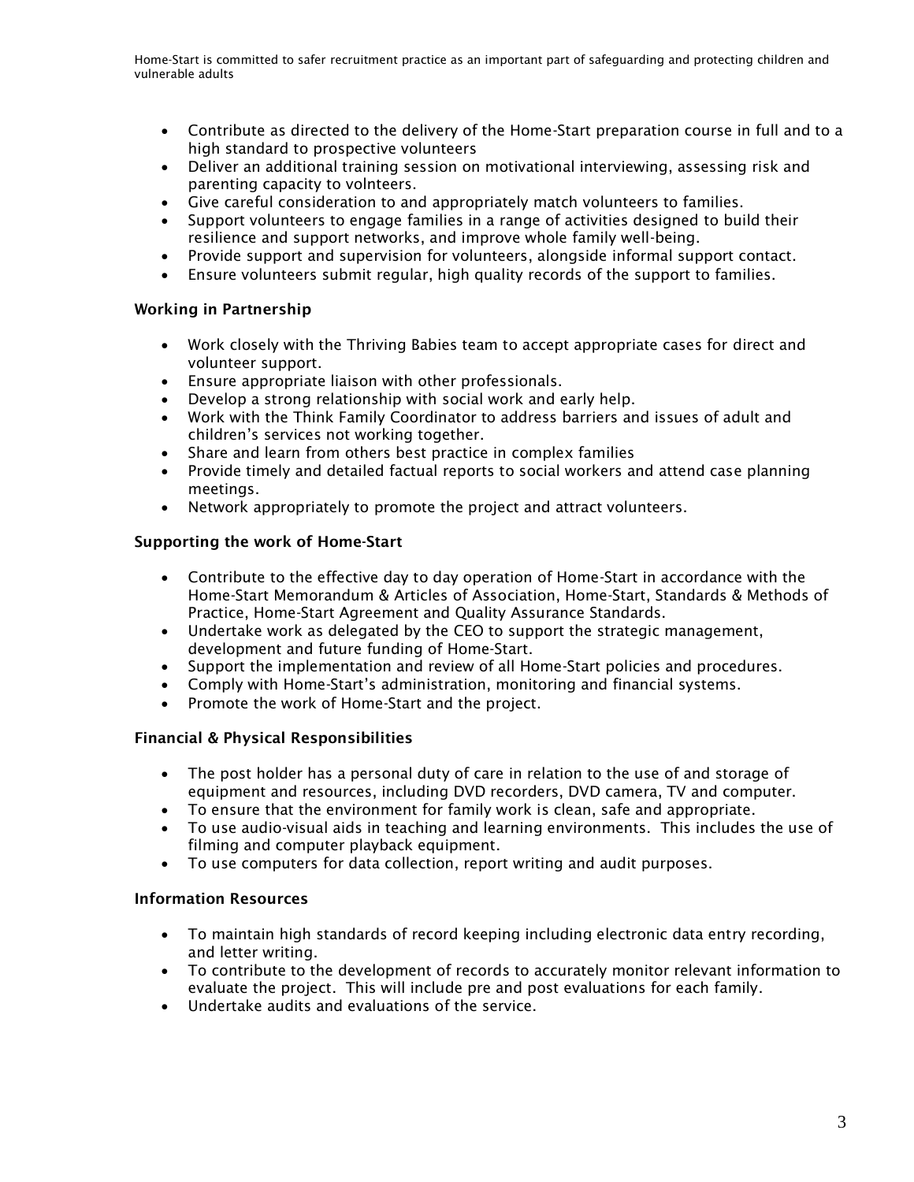- Contribute as directed to the delivery of the Home-Start preparation course in full and to a high standard to prospective volunteers
- Deliver an additional training session on motivational interviewing, assessing risk and parenting capacity to volnteers.
- Give careful consideration to and appropriately match volunteers to families.
- Support volunteers to engage families in a range of activities designed to build their resilience and support networks, and improve whole family well-being.
- Provide support and supervision for volunteers, alongside informal support contact.
- Ensure volunteers submit regular, high quality records of the support to families.

**Working in Partnership**

- Work closely with the Thriving Babies team to accept appropriate cases for direct and volunteer support.
- Ensure appropriate liaison with other professionals.
- Develop a strong relationship with social work and early help.
- Work with the Think Family Coordinator to address barriers and issues of adult and children's services not working together.
- Share and learn from others best practice in complex families
- Provide timely and detailed factual reports to social workers and attend case planning meetings.
- Network appropriately to promote the project and attract volunteers.

**Supporting the work of Home-Start**

- Contribute to the effective day to day operation of Home-Start in accordance with the Home-Start Memorandum & Articles of Association, Home-Start, Standards & Methods of Practice, Home-Start Agreement and Quality Assurance Standards.
- Undertake work as delegated by the CEO to support the strategic management, development and future funding of Home-Start.
- Support the implementation and review of all Home-Start policies and procedures.
- Comply with Home-Start's administration, monitoring and financial systems.
- Promote the work of Home-Start and the project.

**Financial & Physical Responsibilities**

- The post holder has a personal duty of care in relation to the use of and storage of equipment and resources, including DVD recorders, DVD camera, TV and computer.
- To ensure that the environment for family work is clean, safe and appropriate.
- To use audio-visual aids in teaching and learning environments. This includes the use of filming and computer playback equipment.
- To use computers for data collection, report writing and audit purposes.

**Information Resources**

- To maintain high standards of record keeping including electronic data entry recording, and letter writing.
- To contribute to the development of records to accurately monitor relevant information to evaluate the project. This will include pre and post evaluations for each family.
- Undertake audits and evaluations of the service.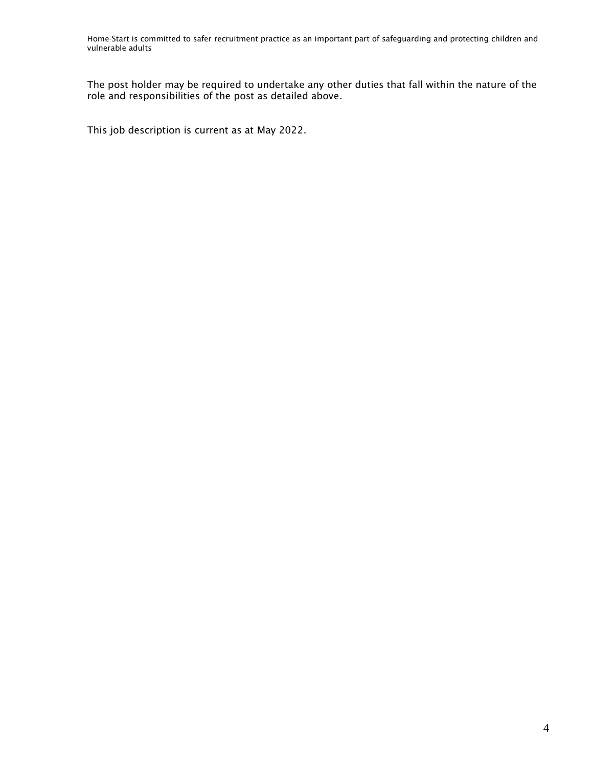The post holder may be required to undertake any other duties that fall within the nature of the role and responsibilities of the post as detailed above.

This job description is current as at May 2022.